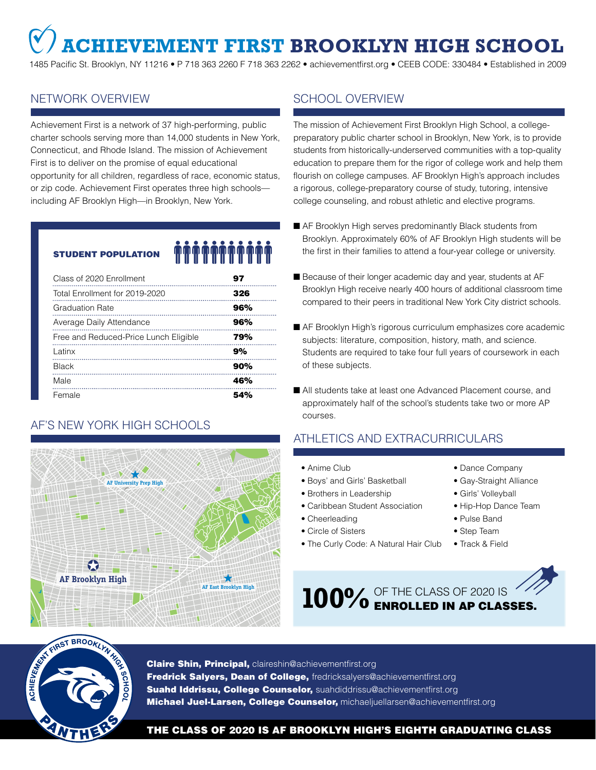# ACHIEVEMENT FIRST BROOKLYN HIGH SCHOOL

1485 Pacific St. Brooklyn, NY 11216 • P 718 363 2260 F 718 363 2262 • achievementfirst.org • CEEB CODE: 330484 • Established in 2009

## NETWORK OVERVIEW

Achievement First is a network of 37 high-performing, public charter schools serving more than 14,000 students in New York, Connecticut, and Rhode Island. The mission of Achievement First is to deliver on the promise of equal educational opportunity for all children, regardless of race, economic status, or zip code. Achievement First operates three high schools—including AF Brooklyn High—in Brooklyn, New York.

### STUDENT POPULATION

| | |
|---|---|
| Class of 2020 Enrollment | **97** |
| Total Enrollment for 2019-2020 | **326** |
| Graduation Rate | **96%** |
| Average Daily Attendance | **96%** |
| Free and Reduced-Price Lunch Eligible | **79%** |
| Latinx | **9%** |
| Black | **90%** |
| Male | **46%** |
| Female | **54%** |

## AF'S NEW YORK HIGH SCHOOLS

AF University Prep High

AF Brooklyn High

AF East Brooklyn High

## SCHOOL OVERVIEW

The mission of Achievement First Brooklyn High School, a college-preparatory public charter school in Brooklyn, New York, is to provide students from historically-underserved communities with a top-quality education to prepare them for the rigor of college work and help them flourish on college campuses. AF Brooklyn High's approach includes a rigorous, college-preparatory course of study, tutoring, intensive college counseling, and robust athletic and elective programs.

- AF Brooklyn High serves predominantly Black students from Brooklyn. Approximately 60% of AF Brooklyn High students will be the first in their families to attend a four-year college or university.
- Because of their longer academic day and year, students at AF Brooklyn High receive nearly 400 hours of additional classroom time compared to their peers in traditional New York City district schools.
- AF Brooklyn High's rigorous curriculum emphasizes core academic subjects: literature, composition, history, math, and science. Students are required to take four full years of coursework in each of these subjects.
- All students take at least one Advanced Placement course, and approximately half of the school's students take two or more AP courses.

## ATHLETICS AND EXTRACURRICULARS

- Anime Club
- Boys' and Girls' Basketball
- Brothers in Leadership
- Caribbean Student Association
- Cheerleading
- Circle of Sisters
- The Curly Code: A Natural Hair Club
- Dance Company
- Gay-Straight Alliance
- Girls' Volleyball
- Hip-Hop Dance Team
- Pulse Band
- Step Team
- Track & Field

**100%** OF THE CLASS OF 2020 IS **ENROLLED IN AP CLASSES.**

ACHIEVEMENT FIRST BROOKLYN HIGH SCHOOL PANTHERS

**Claire Shin, Principal,** claireshin@achievementfirst.org
**Fredrick Salyers, Dean of College,** fredricksalyers@achievementfirst.org
**Suahd Iddrissu, College Counselor,** suahdiddrissu@achievementfirst.org
**Michael Juel-Larsen, College Counselor,** michaeljuellarsen@achievementfirst.org

**THE CLASS OF 2020 IS AF BROOKLYN HIGH'S EIGHTH GRADUATING CLASS**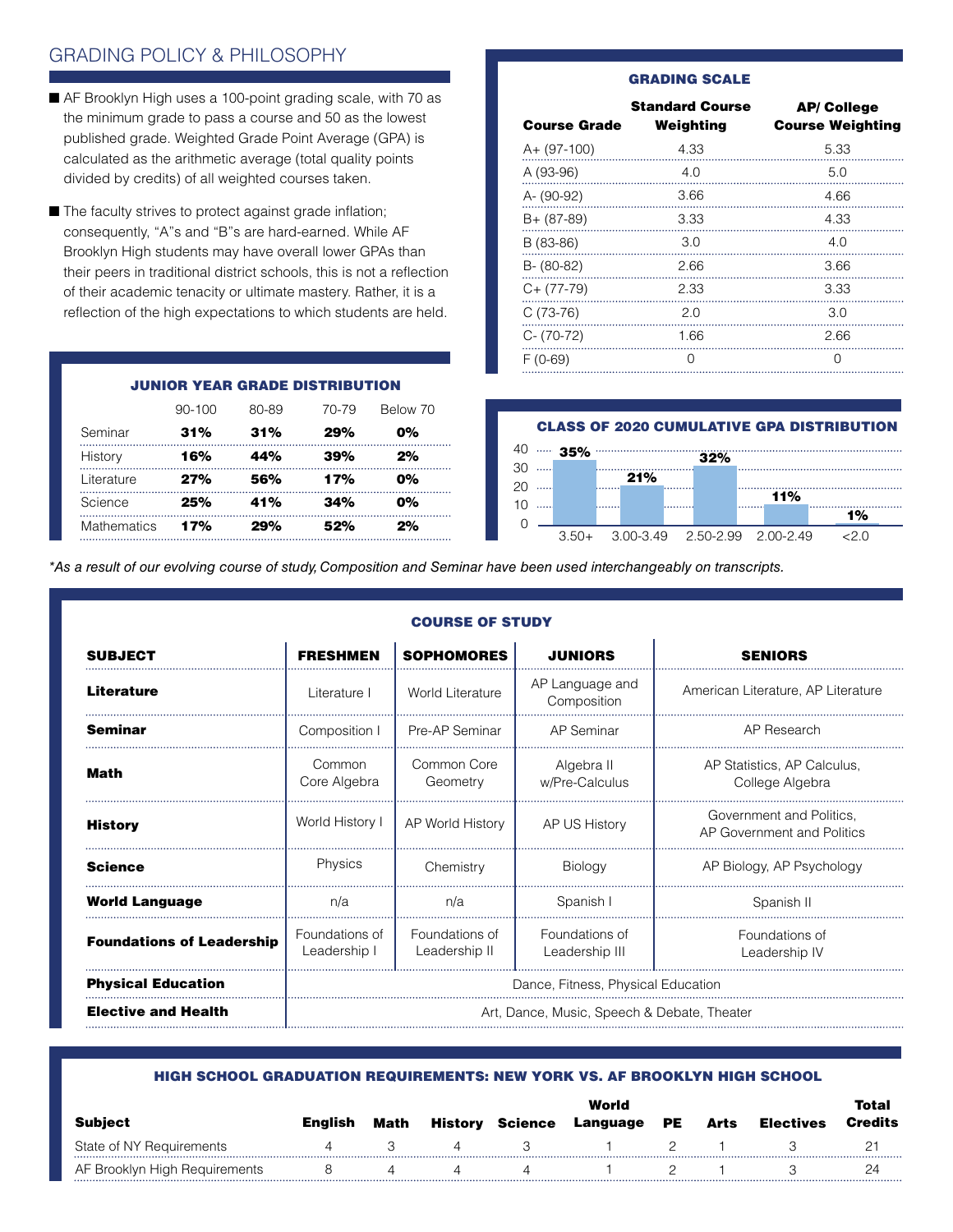## GRADING POLICY & PHILOSOPHY

- AF Brooklyn High uses a 100-point grading scale, with 70 as the minimum grade to pass a course and 50 as the lowest published grade. Weighted Grade Point Average (GPA) is calculated as the arithmetic average (total quality points divided by credits) of all weighted courses taken.
- The faculty strives to protect against grade inflation; consequently, "A"s and "B"s are hard-earned. While AF Brooklyn High students may have overall lower GPAs than their peers in traditional district schools, this is not a reflection of their academic tenacity or ultimate mastery. Rather, it is a reflection of the high expectations to which students are held.

### GRADING SCALE

| Course Grade | Standard Course Weighting | AP/ College Course Weighting |
|---|---|---|
| A+ (97-100) | 4.33 | 5.33 |
| A (93-96) | 4.0 | 5.0 |
| A- (90-92) | 3.66 | 4.66 |
| B+ (87-89) | 3.33 | 4.33 |
| B (83-86) | 3.0 | 4.0 |
| B- (80-82) | 2.66 | 3.66 |
| C+ (77-79) | 2.33 | 3.33 |
| C (73-76) | 2.0 | 3.0 |
| C- (70-72) | 1.66 | 2.66 |
| F (0-69) | 0 | 0 |

### JUNIOR YEAR GRADE DISTRIBUTION

| | 90-100 | 80-89 | 70-79 | Below 70 |
|---|---|---|---|---|
| Seminar | **31%** | **31%** | **29%** | **0%** |
| History | **16%** | **44%** | **39%** | **2%** |
| Literature | **27%** | **56%** | **17%** | **0%** |
| Science | **25%** | **41%** | **34%** | **0%** |
| Mathematics | **17%** | **29%** | **52%** | **2%** |

### CLASS OF 2020 CUMULATIVE GPA DISTRIBUTION

40
30
20
10
0

35% 21% 32% 11% 1%

3.50+ 3.00-3.49 2.50-2.99 2.00-2.49 <2.0

*\*As a result of our evolving course of study, Composition and Seminar have been used interchangeably on transcripts.*

### COURSE OF STUDY

| SUBJECT | FRESHMEN | SOPHOMORES | JUNIORS | SENIORS |
|---|---|---|---|---|
| **Literature** | Literature I | World Literature | AP Language and Composition | American Literature, AP Literature |
| **Seminar** | Composition I | Pre-AP Seminar | AP Seminar | AP Research |
| **Math** | Common Core Algebra | Common Core Geometry | Algebra II w/Pre-Calculus | AP Statistics, AP Calculus, College Algebra |
| **History** | World History I | AP World History | AP US History | Government and Politics, AP Government and Politics |
| **Science** | Physics | Chemistry | Biology | AP Biology, AP Psychology |
| **World Language** | n/a | n/a | Spanish I | Spanish II |
| **Foundations of Leadership** | Foundations of Leadership I | Foundations of Leadership II | Foundations of Leadership III | Foundations of Leadership IV |
| **Physical Education** | Dance, Fitness, Physical Education | | | |
| **Elective and Health** | Art, Dance, Music, Speech & Debate, Theater | | | |

### HIGH SCHOOL GRADUATION REQUIREMENTS: NEW YORK VS. AF BROOKLYN HIGH SCHOOL

| Subject | English | Math | History | Science | World Language | PE | Arts | Electives | Total Credits |
|---|---|---|---|---|---|---|---|---|---|
| State of NY Requirements | 4 | 3 | 4 | 3 | 1 | 2 | 1 | 3 | 21 |
| AF Brooklyn High Requirements | 8 | 4 | 4 | 4 | 1 | 2 | 1 | 3 | 24 |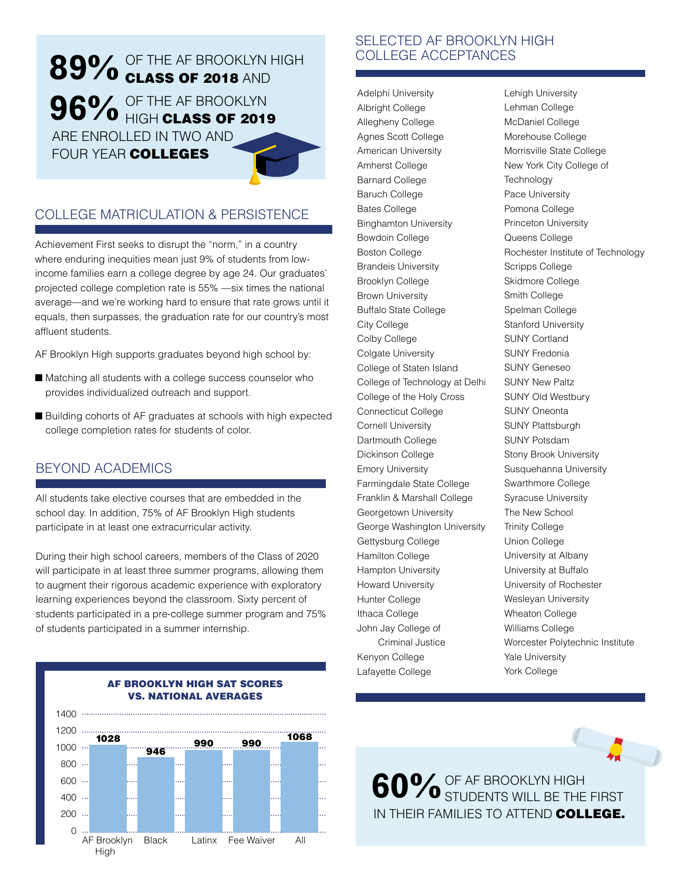**89%** OF THE AF BROOKLYN HIGH **CLASS OF 2018** AND **96%** OF THE AF BROOKLYN HIGH **CLASS OF 2019** ARE ENROLLED IN TWO AND FOUR YEAR **COLLEGES**

## COLLEGE MATRICULATION & PERSISTENCE

Achievement First seeks to disrupt the "norm," in a country where enduring inequities mean just 9% of students from low-income families earn a college degree by age 24. Our graduates' projected college completion rate is 55% —six times the national average—and we're working hard to ensure that rate grows until it equals, then surpasses, the graduation rate for our country's most affluent students.

AF Brooklyn High supports graduates beyond high school by:

- Matching all students with a college success counselor who provides individualized outreach and support.
- Building cohorts of AF graduates at schools with high expected college completion rates for students of color.

## BEYOND ACADEMICS

All students take elective courses that are embedded in the school day. In addition, 75% of AF Brooklyn High students participate in at least one extracurricular activity.

During their high school careers, members of the Class of 2020 will participate in at least three summer programs, allowing them to augment their rigorous academic experience with exploratory learning experiences beyond the classroom. Sixty percent of students participated in a pre-college summer program and 75% of students participated in a summer internship.

**AF BROOKLYN HIGH SAT SCORES VS. NATIONAL AVERAGES**

1400
1200
1000
800
600
400
200
0

1028
946
990
990
1068

AF Brooklyn High
Black
Latinx
Fee Waiver
All

## SELECTED AF BROOKLYN HIGH COLLEGE ACCEPTANCES

Adelphi University
Albright College
Allegheny College
Agnes Scott College
American University
Amherst College
Barnard College
Baruch College
Bates College
Binghamton University
Bowdoin College
Boston College
Brandeis University
Brooklyn College
Brown University
Buffalo State College
City College
Colby College
Colgate University
College of Staten Island
College of Technology at Delhi
College of the Holy Cross
Connecticut College
Cornell University
Dartmouth College
Dickinson College
Emory University
Farmingdale State College
Franklin & Marshall College
Georgetown University
George Washington University
Gettysburg College
Hamilton College
Hampton University
Howard University
Hunter College
Ithaca College
John Jay College of Criminal Justice
Kenyon College
Lafayette College
Lehigh University
Lehman College
McDaniel College
Morehouse College
Morrisville State College
New York City College of Technology
Pace University
Pomona College
Princeton University
Queens College
Rochester Institute of Technology
Scripps College
Skidmore College
Smith College
Spelman College
Stanford University
SUNY Cortland
SUNY Fredonia
SUNY Geneseo
SUNY New Paltz
SUNY Old Westbury
SUNY Oneonta
SUNY Plattsburgh
SUNY Potsdam
Stony Brook University
Susquehanna University
Swarthmore College
Syracuse University
The New School
Trinity College
Union College
University at Albany
University at Buffalo
University of Rochester
Wesleyan University
Wheaton College
Williams College
Worcester Polytechnic Institute
Yale University
York College

**60%** OF AF BROOKLYN HIGH STUDENTS WILL BE THE FIRST IN THEIR FAMILIES TO ATTEND **COLLEGE.**